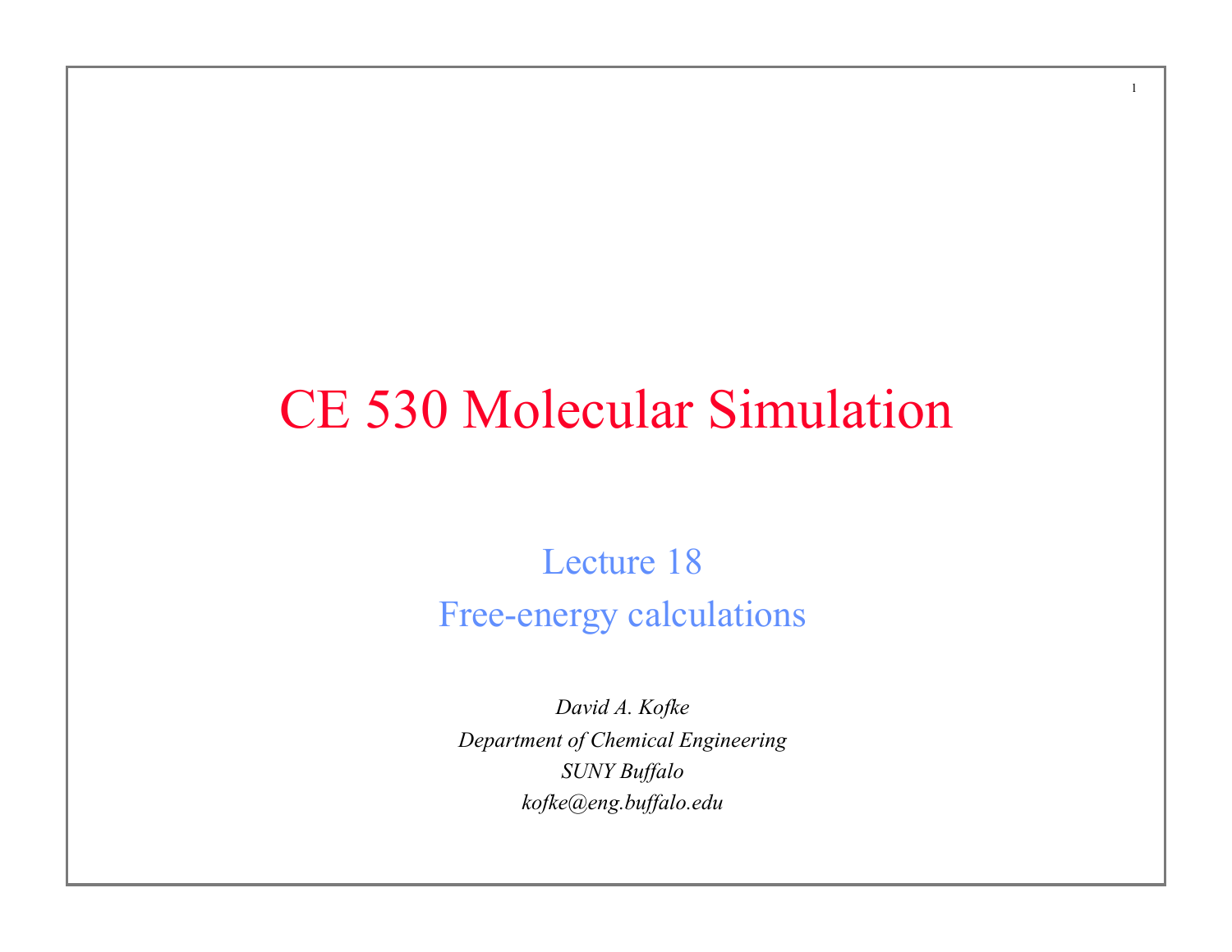# CE 530 Molecular Simulation

## Lecture 18

## Free-energy calculations

*David A. Kofke*

*Department of Chemical Engineering*

*SUNY Buffalo*

*kofke@eng.buffalo.edu*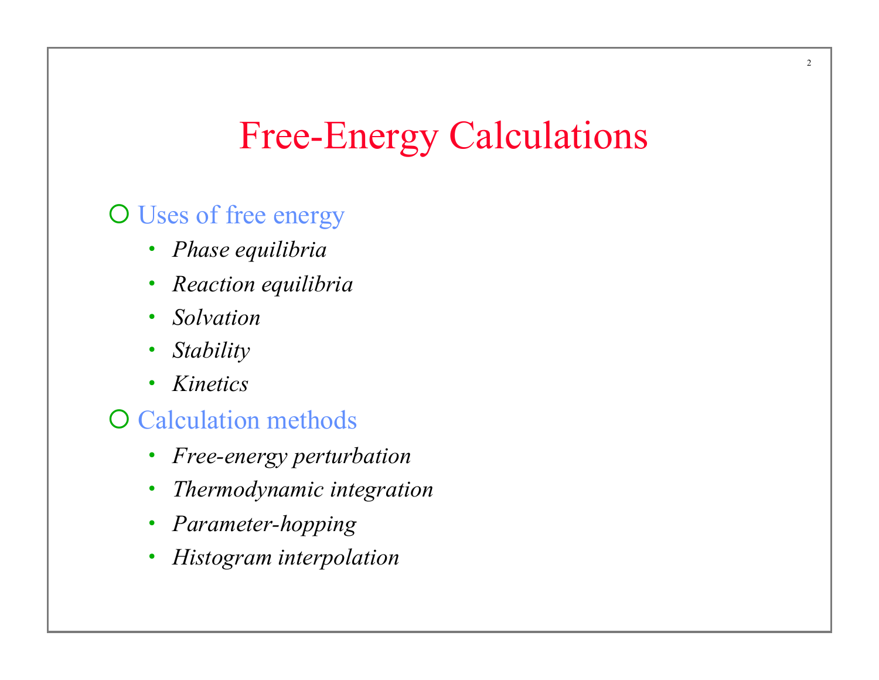# Free-Energy Calculations

- Uses of free energy
  - *Phase equilibria*
  - *Reaction equilibria*
  - *Solvation*
  - *Stability*
  - *Kinetics*
- Calculation methods
  - *Free-energy perturbation*
  - *Thermodynamic integration*
  - *Parameter-hopping*
  - *Histogram interpolation*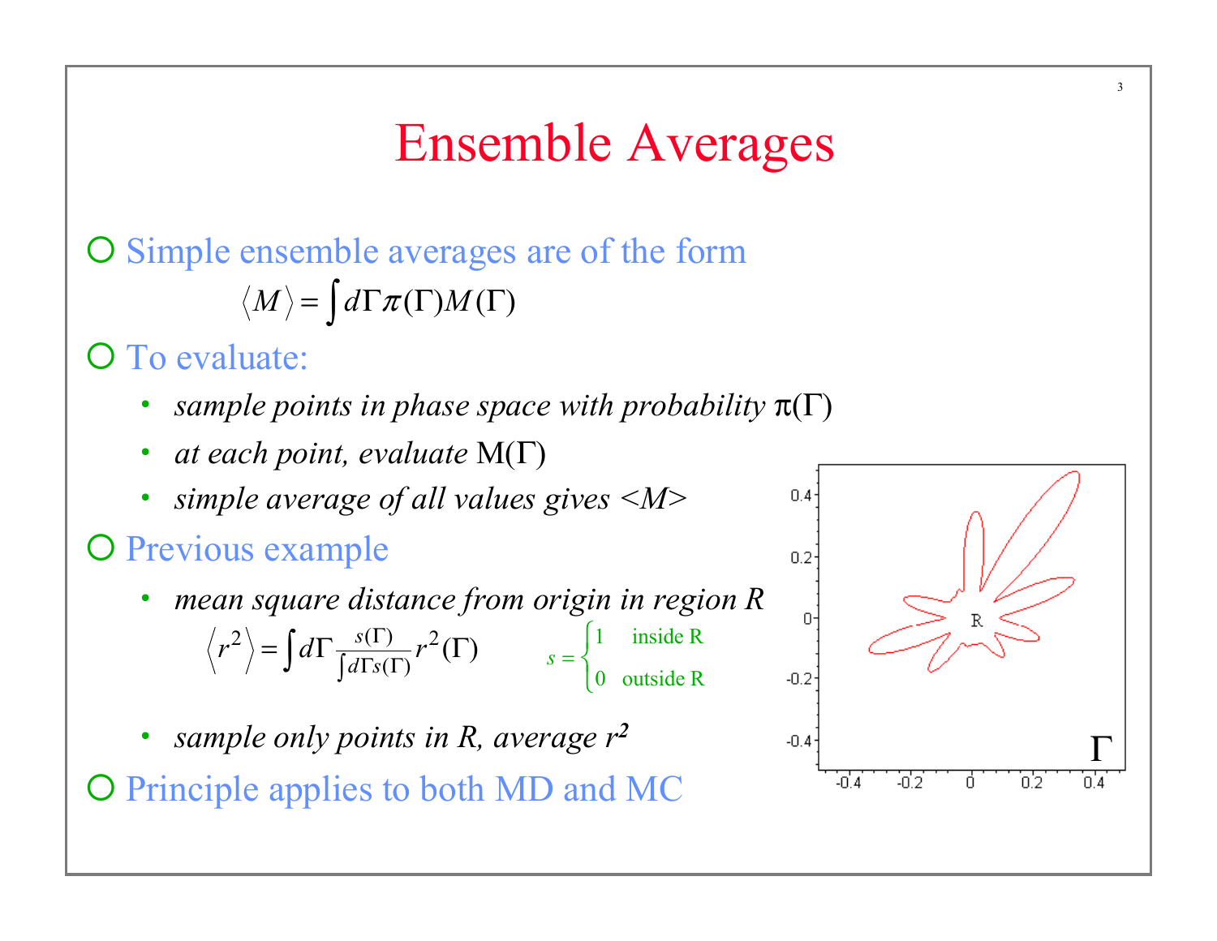# Ensemble Averages

- Simple ensemble averages are of the form

$$\langle M \rangle = \int d\Gamma \pi(\Gamma) M(\Gamma)$$

- To evaluate:
  - *sample points in phase space with probability* $\pi(\Gamma)$
  - *at each point, evaluate* $M(\Gamma)$
  - *simple average of all values gives <M>*
- Previous example
  - *mean square distance from origin in region R*

$$\langle r^2 \rangle = \int d\Gamma \frac{s(\Gamma)}{\int d\Gamma s(\Gamma)} r^2(\Gamma) \qquad s = \begin{cases} 1 & \text{inside R} \\ 0 & \text{outside R} \end{cases}$$

  - *sample only points in R, average* $r^2$
- Principle applies to both MD and MC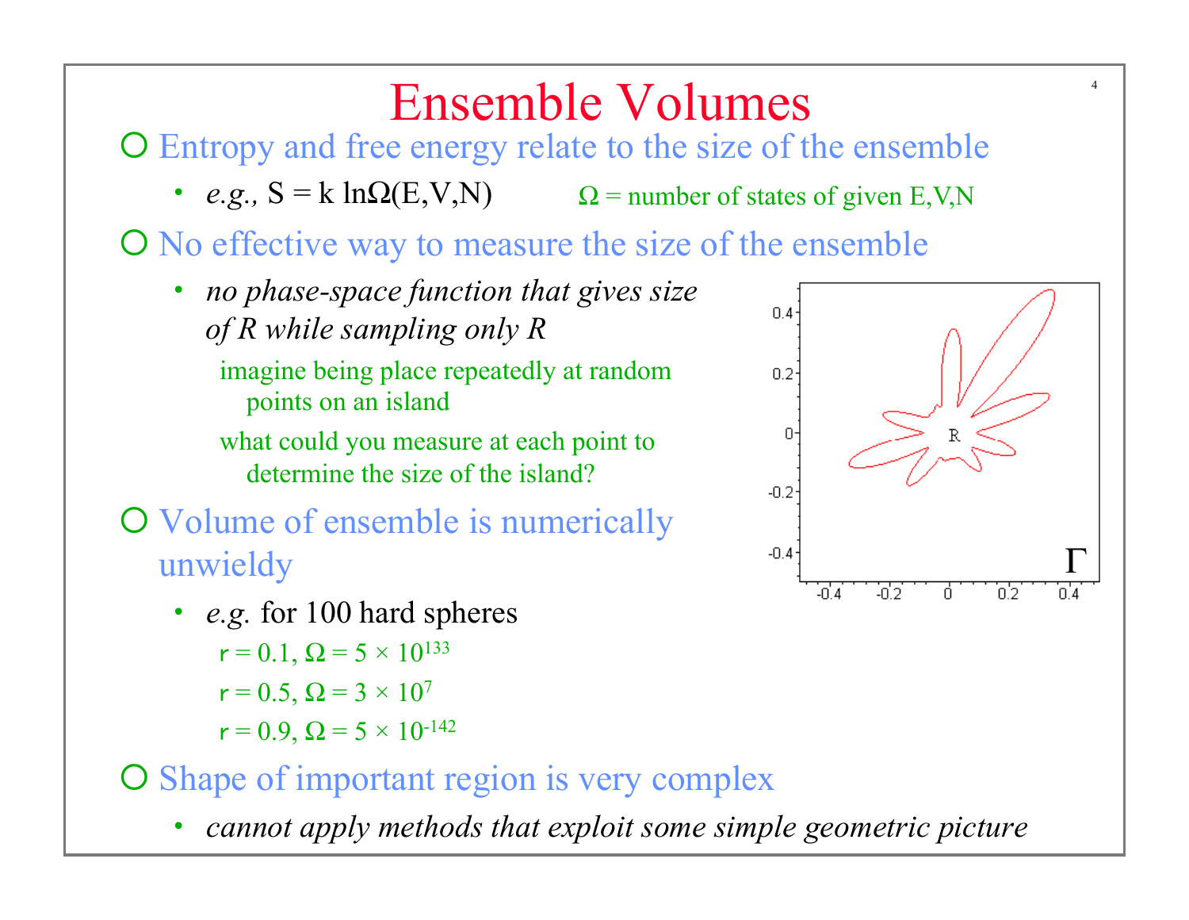# Ensemble Volumes

- Entropy and free energy relate to the size of the ensemble
  - *e.g.,* $S = k \ln\Omega(E,V,N)$ $\Omega$ = number of states of given E,V,N
- No effective way to measure the size of the ensemble
  - *no phase-space function that gives size of R while sampling only R*

    imagine being place repeatedly at random points on an island

    what could you measure at each point to determine the size of the island?
- Volume of ensemble is numerically unwieldy
  - *e.g.* for 100 hard spheres

    r = 0.1, $\Omega = 5 \times 10^{133}$

    r = 0.5, $\Omega = 3 \times 10^{7}$

    r = 0.9, $\Omega = 5 \times 10^{-142}$
- Shape of important region is very complex
  - *cannot apply methods that exploit some simple geometric picture*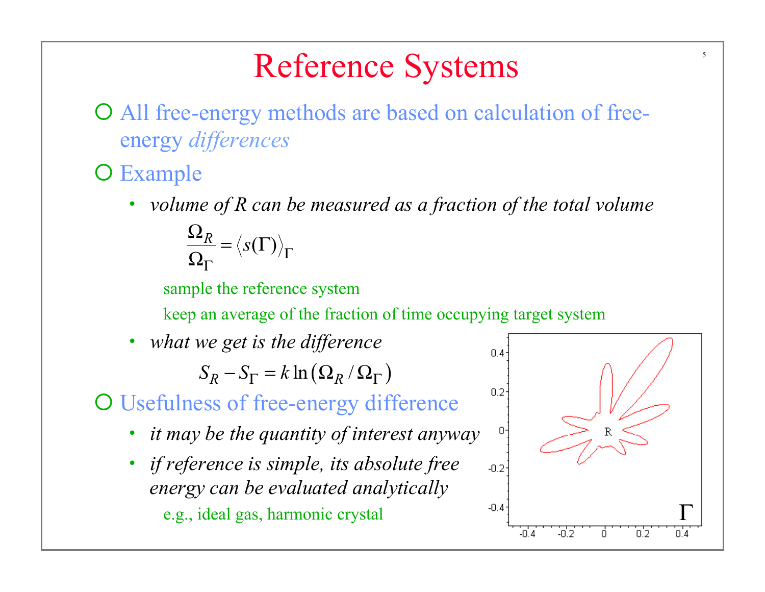# Reference Systems

- All free-energy methods are based on calculation of free-energy *differences*
- Example
  - *volume of R can be measured as a fraction of the total volume*

    $$\frac{\Omega_R}{\Omega_\Gamma} = \langle s(\Gamma) \rangle_\Gamma$$

    sample the reference system

    keep an average of the fraction of time occupying target system
  - *what we get is the difference*

    $$S_R - S_\Gamma = k \ln\left(\Omega_R / \Omega_\Gamma\right)$$
- Usefulness of free-energy difference
  - *it may be the quantity of interest anyway*
  - *if reference is simple, its absolute free energy can be evaluated analytically*

    e.g., ideal gas, harmonic crystal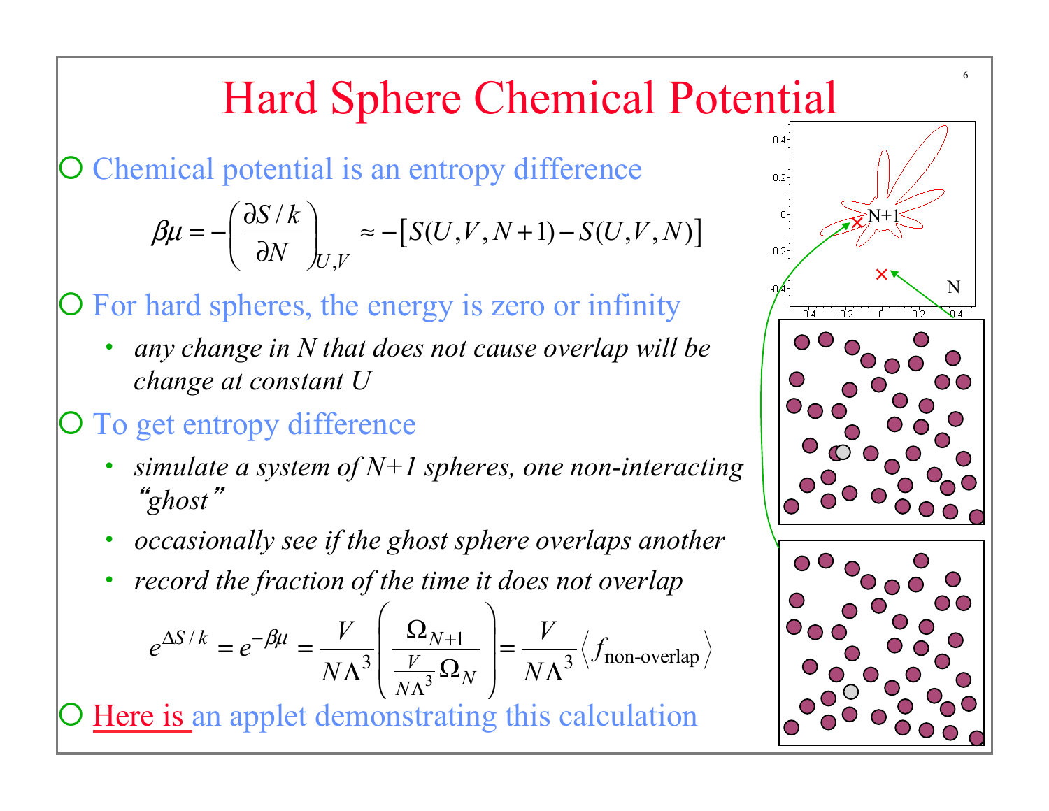# Hard Sphere Chemical Potential

- Chemical potential is an entropy difference

$$\beta\mu = -\left(\frac{\partial S/k}{\partial N}\right)_{U,V} \approx -\left[S(U,V,N+1) - S(U,V,N)\right]$$

- For hard spheres, the energy is zero or infinity
  - *any change in N that does not cause overlap will be change at constant U*
- To get entropy difference
  - *simulate a system of N+1 spheres, one non-interacting "ghost"*
  - *occasionally see if the ghost sphere overlaps another*
  - *record the fraction of the time it does not overlap*

$$e^{\Delta S/k} = e^{-\beta\mu} = \frac{V}{N\Lambda^3}\left(\frac{\Omega_{N+1}}{\frac{V}{N\Lambda^3}\Omega_N}\right) = \frac{V}{N\Lambda^3}\left\langle f_{\text{non-overlap}}\right\rangle$$

- Here is an applet demonstrating this calculation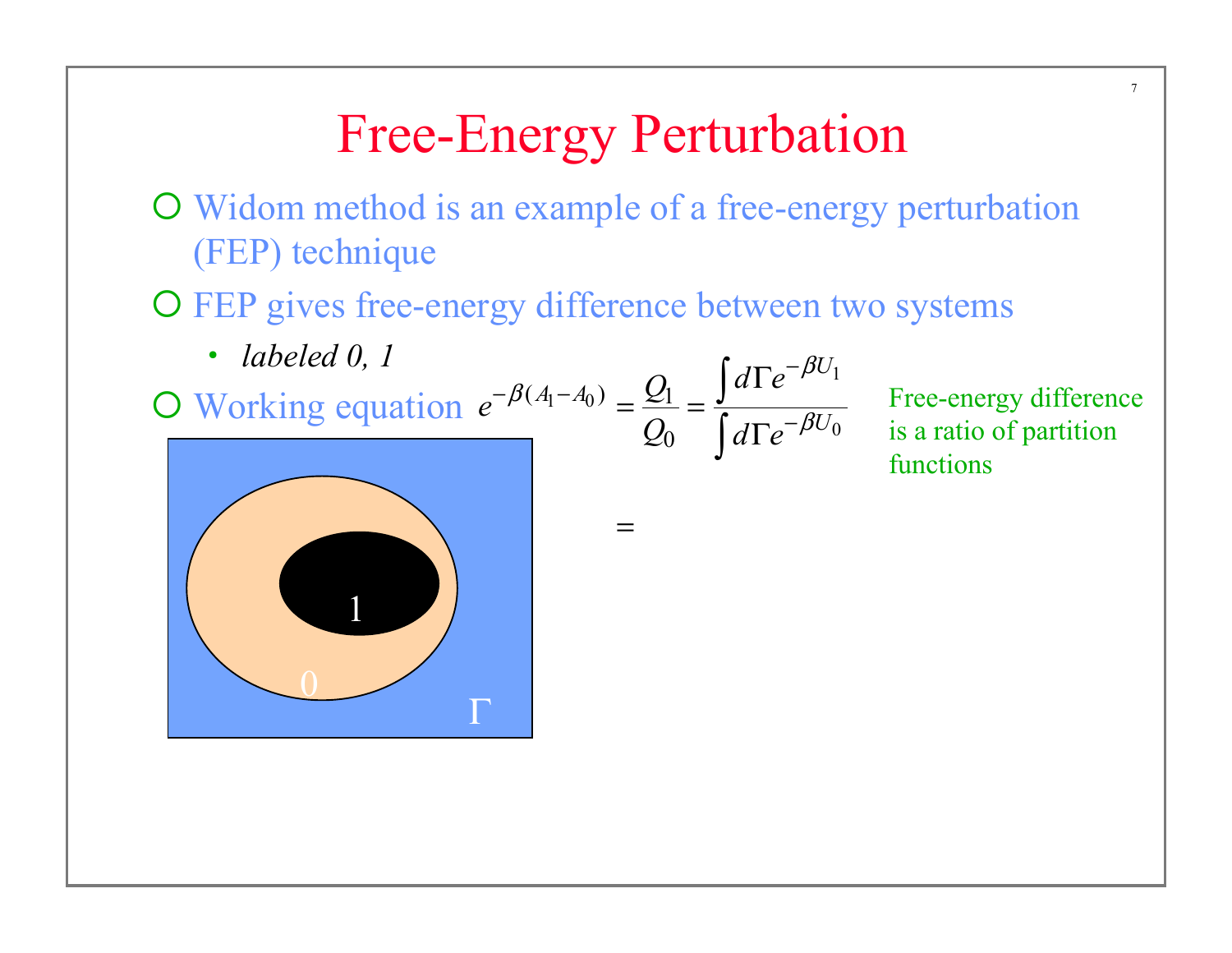# Free-Energy Perturbation

- Widom method is an example of a free-energy perturbation (FEP) technique
- FEP gives free-energy difference between two systems
  - *labeled 0, 1*
- Working equation $e^{-\beta(A_1 - A_0)} = \dfrac{Q_1}{Q_0} = \dfrac{\int d\Gamma e^{-\beta U_1}}{\int d\Gamma e^{-\beta U_0}}$

Free-energy difference is a ratio of partition functions

1

0

$\Gamma$

$=$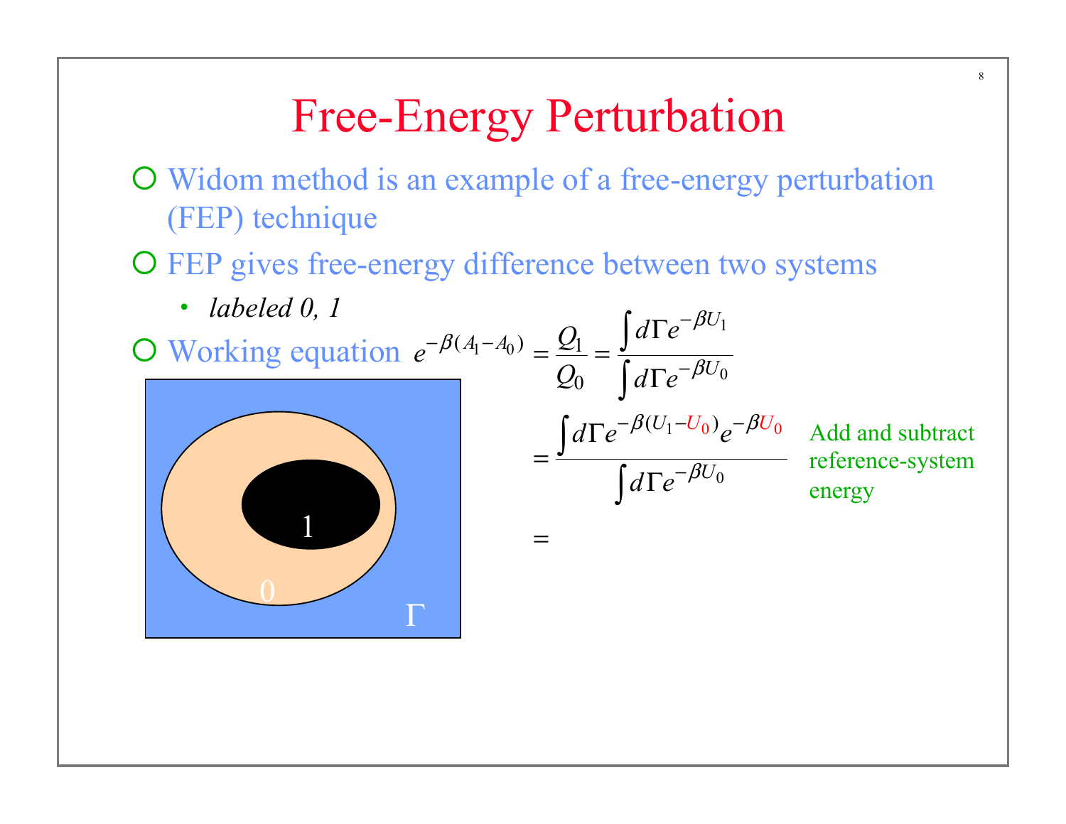# Free-Energy Perturbation

- Widom method is an example of a free-energy perturbation (FEP) technique
- FEP gives free-energy difference between two systems
  - *labeled 0, 1*
- Working equation

$$e^{-\beta(A_1 - A_0)} = \frac{Q_1}{Q_0} = \frac{\int d\Gamma e^{-\beta U_1}}{\int d\Gamma e^{-\beta U_0}}$$

$$= \frac{\int d\Gamma e^{-\beta(U_1 - U_0)} e^{-\beta U_0}}{\int d\Gamma e^{-\beta U_0}}$$

Add and subtract reference-system energy

$$=$$

1

0

$\Gamma$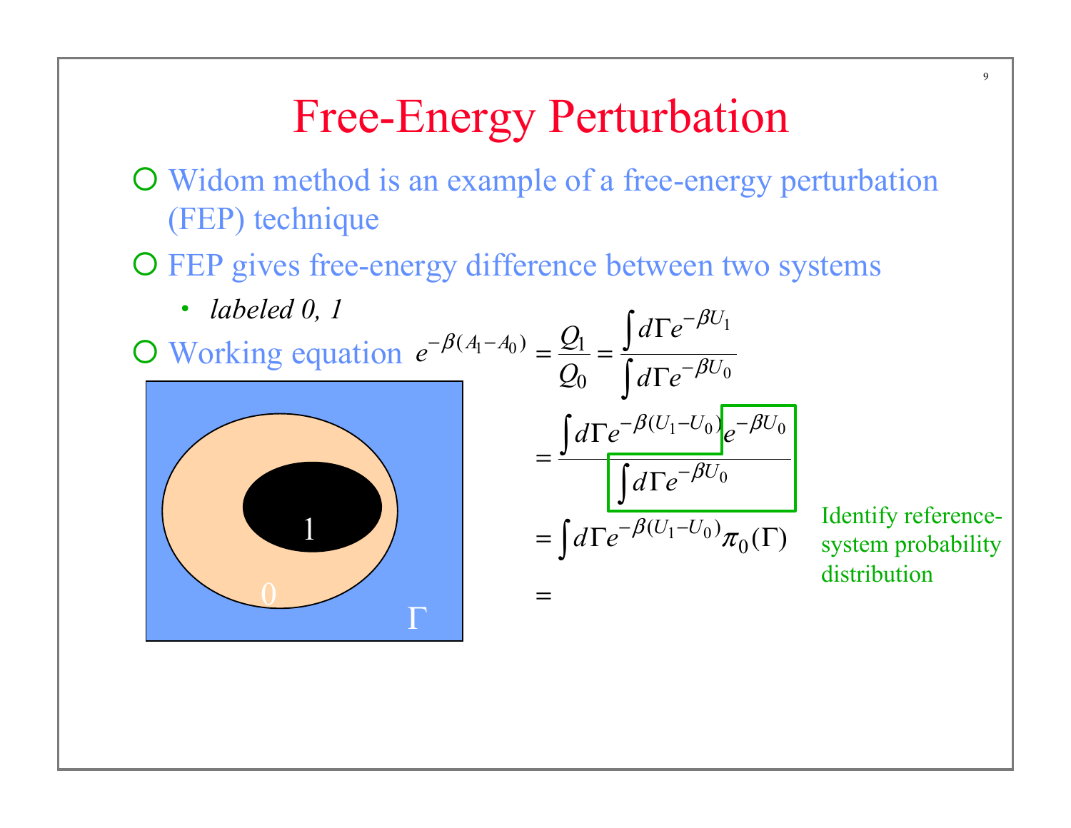# Free-Energy Perturbation

- Widom method is an example of a free-energy perturbation (FEP) technique
- FEP gives free-energy difference between two systems
  - *labeled 0, 1*
- Working equation

$$
\begin{aligned}
e^{-\beta(A_1 - A_0)} &= \frac{Q_1}{Q_0} = \frac{\int d\Gamma e^{-\beta U_1}}{\int d\Gamma e^{-\beta U_0}} \\
&= \frac{\int d\Gamma e^{-\beta(U_1 - U_0)} e^{-\beta U_0}}{\int d\Gamma e^{-\beta U_0}} \\
&= \int d\Gamma e^{-\beta(U_1 - U_0)} \pi_0(\Gamma) \\
&=
\end{aligned}
$$

Identify reference-system probability distribution

1

0

$\Gamma$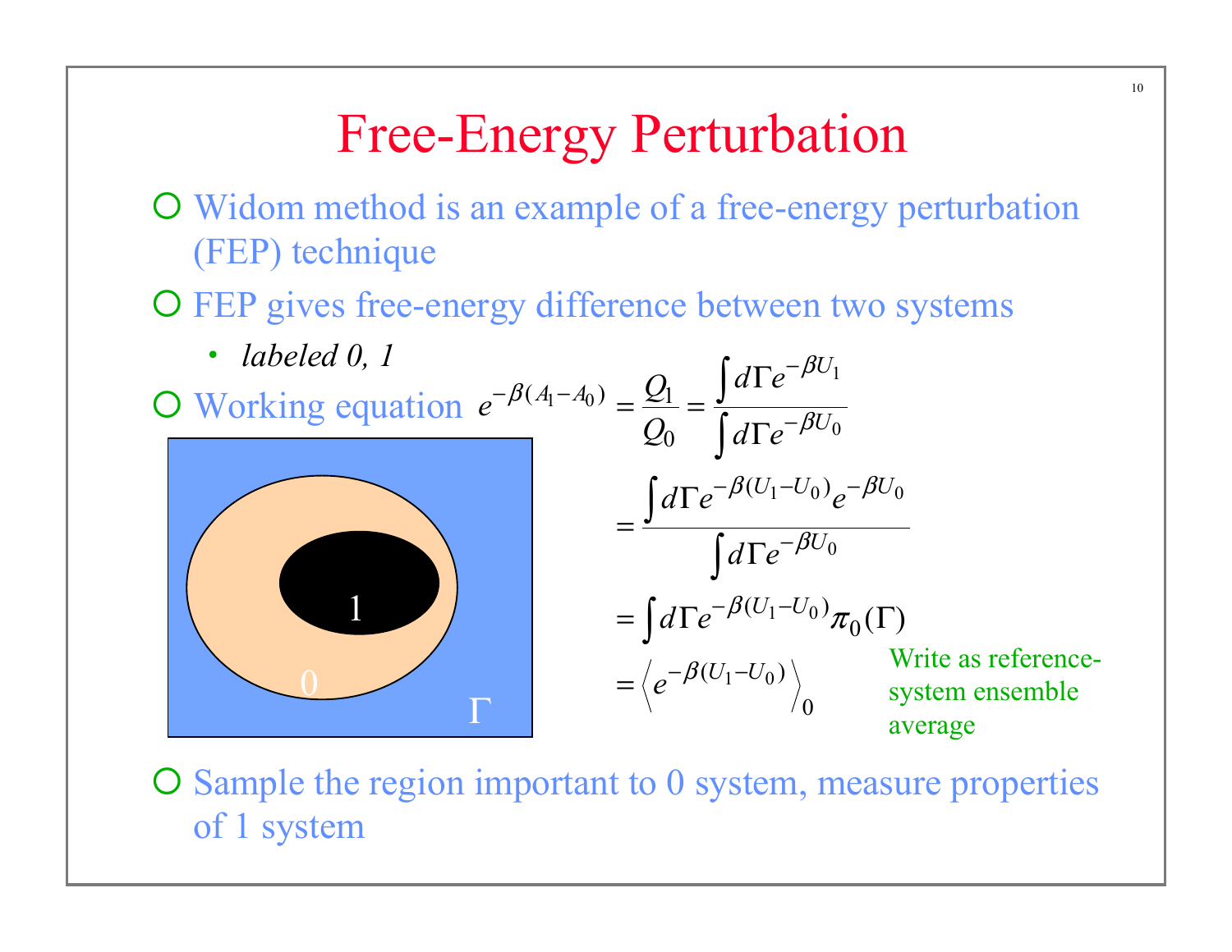# Free-Energy Perturbation

- Widom method is an example of a free-energy perturbation (FEP) technique
- FEP gives free-energy difference between two systems
  - *labeled 0, 1*
- Working equation

$$
\begin{aligned}
e^{-\beta(A_1 - A_0)} &= \frac{Q_1}{Q_0} = \frac{\int d\Gamma e^{-\beta U_1}}{\int d\Gamma e^{-\beta U_0}} \\
&= \frac{\int d\Gamma e^{-\beta(U_1 - U_0)} e^{-\beta U_0}}{\int d\Gamma e^{-\beta U_0}} \\
&= \int d\Gamma e^{-\beta(U_1 - U_0)} \pi_0(\Gamma) \\
&= \left\langle e^{-\beta(U_1 - U_0)} \right\rangle_0
\end{aligned}
$$

Write as reference-system ensemble average

- Sample the region important to 0 system, measure properties of 1 system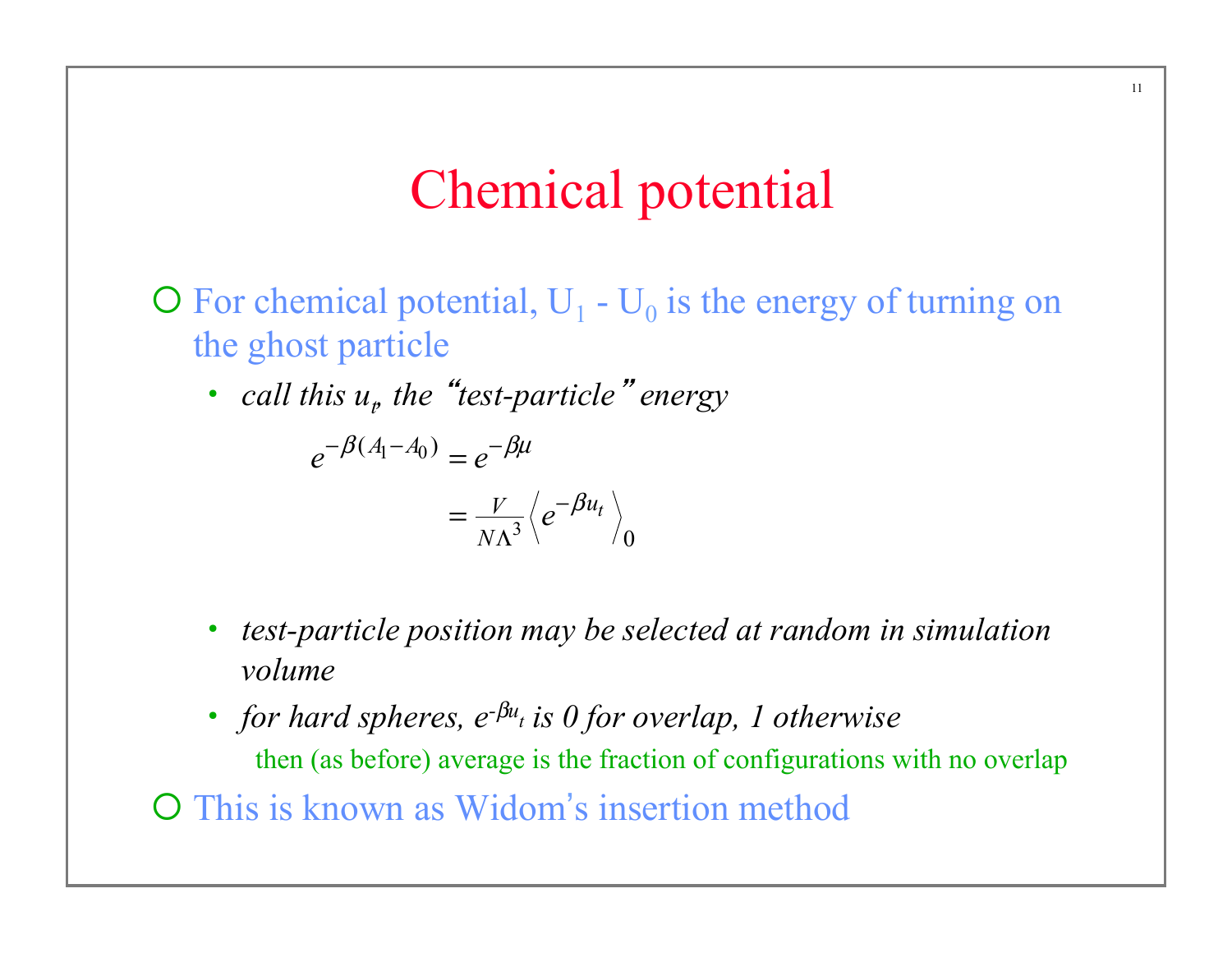# Chemical potential

- For chemical potential, $U_1 - U_0$ is the energy of turning on the ghost particle
  - *call this $u_t$, the "test-particle" energy*

$$
\begin{aligned}
e^{-\beta(A_1 - A_0)} &= e^{-\beta\mu} \\
&= \frac{V}{N\Lambda^3}\left\langle e^{-\beta u_t} \right\rangle_0
\end{aligned}
$$

  - *test-particle position may be selected at random in simulation volume*
  - *for hard spheres, $e^{-\beta u_t}$ is 0 for overlap, 1 otherwise*
    - then (as before) average is the fraction of configurations with no overlap
- This is known as Widom's insertion method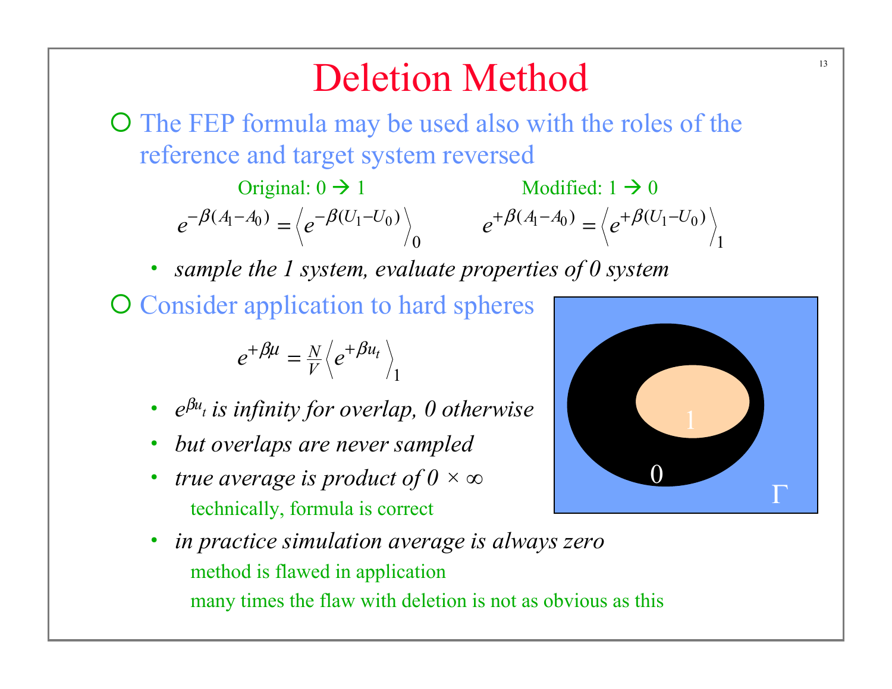# Deletion Method

- The FEP formula may be used also with the roles of the reference and target system reversed

Original: $0 \rightarrow 1$

$$e^{-\beta(A_1 - A_0)} = \left\langle e^{-\beta(U_1 - U_0)} \right\rangle_0$$

Modified: $1 \rightarrow 0$

$$e^{+\beta(A_1 - A_0)} = \left\langle e^{+\beta(U_1 - U_0)} \right\rangle_1$$

  - *sample the 1 system, evaluate properties of 0 system*

- Consider application to hard spheres

$$e^{+\beta\mu} = \frac{N}{V} \left\langle e^{+\beta u_t} \right\rangle_1$$

  - *$e^{\beta u_t}$ is infinity for overlap, 0 otherwise*
  - *but overlaps are never sampled*
  - *true average is product of $0 \times \infty$*

    technically, formula is correct
  - *in practice simulation average is always zero*

    method is flawed in application

    many times the flaw with deletion is not as obvious as this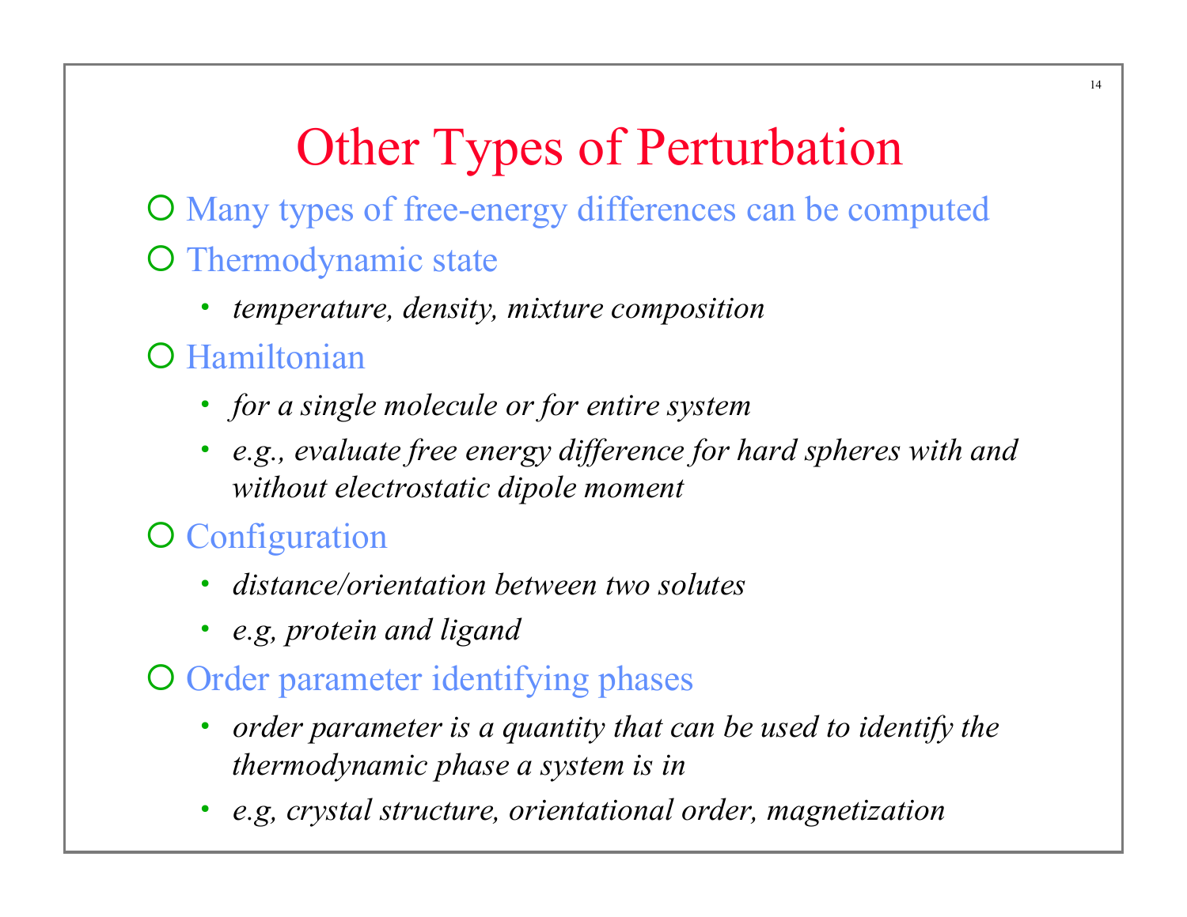# Other Types of Perturbation

- Many types of free-energy differences can be computed
- Thermodynamic state
  - *temperature, density, mixture composition*
- Hamiltonian
  - *for a single molecule or for entire system*
  - *e.g., evaluate free energy difference for hard spheres with and without electrostatic dipole moment*
- Configuration
  - *distance/orientation between two solutes*
  - *e.g, protein and ligand*
- Order parameter identifying phases
  - *order parameter is a quantity that can be used to identify the thermodynamic phase a system is in*
  - *e.g, crystal structure, orientational order, magnetization*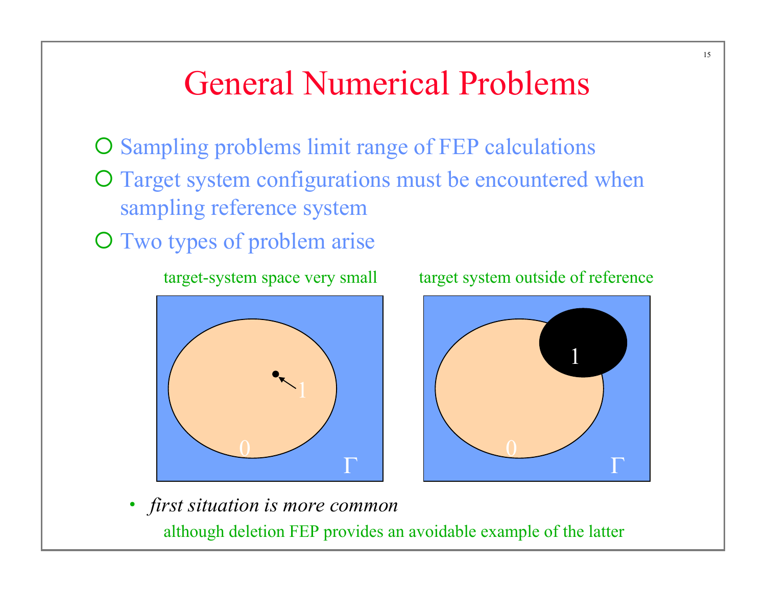# General Numerical Problems

- Sampling problems limit range of FEP calculations
- Target system configurations must be encountered when sampling reference system
- Two types of problem arise

target-system space very small

target system outside of reference

- *first situation is more common*

  although deletion FEP provides an avoidable example of the latter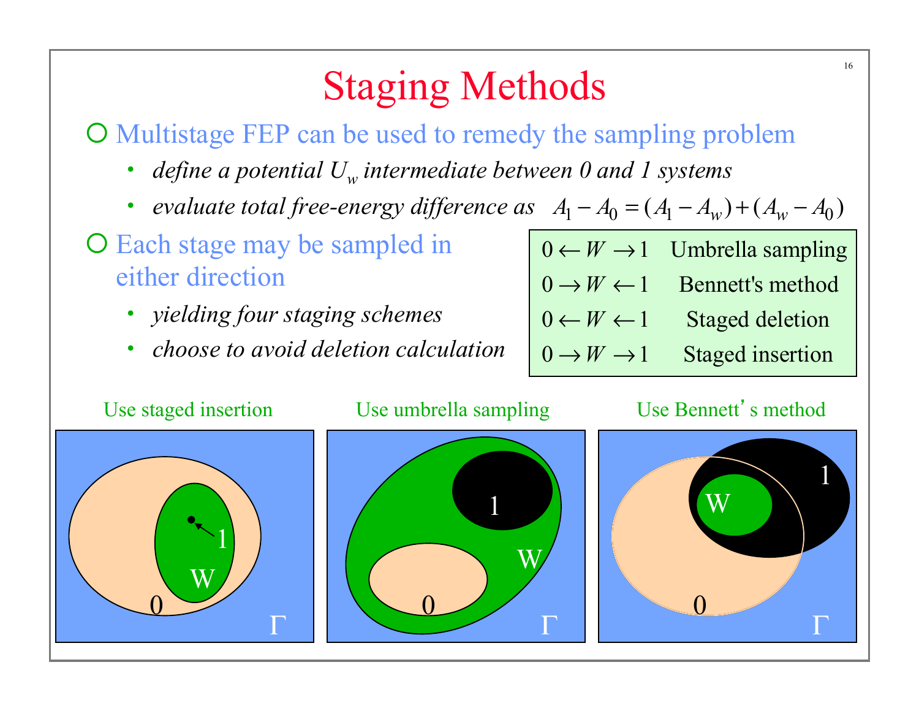# Staging Methods

- Multistage FEP can be used to remedy the sampling problem
  - *define a potential $U_w$ intermediate between 0 and 1 systems*
  - *evaluate total free-energy difference as* $A_1 - A_0 = (A_1 - A_w) + (A_w - A_0)$
- Each stage may be sampled in either direction
  - *yielding four staging schemes*
  - *choose to avoid deletion calculation*

| | |
|---|---|
| $0 \leftarrow W \rightarrow 1$ | Umbrella sampling |
| $0 \rightarrow W \leftarrow 1$ | Bennett's method |
| $0 \leftarrow W \leftarrow 1$ | Staged deletion |
| $0 \rightarrow W \rightarrow 1$ | Staged insertion |

Use staged insertion

Use umbrella sampling

Use Bennett's method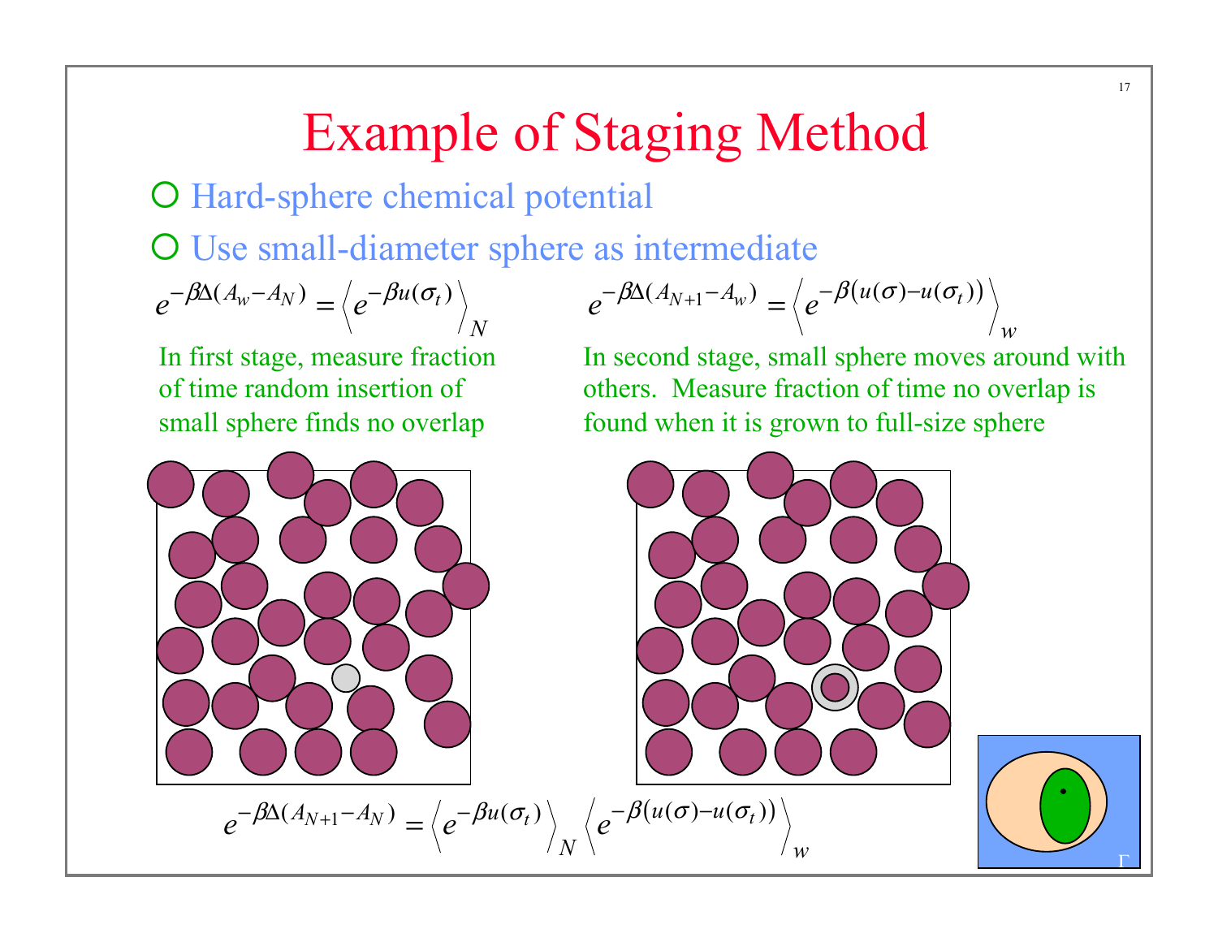# Example of Staging Method

- Hard-sphere chemical potential
- Use small-diameter sphere as intermediate

$$e^{-\beta\Delta(A_w - A_N)} = \left\langle e^{-\beta u(\sigma_t)} \right\rangle_N$$

In first stage, measure fraction of time random insertion of small sphere finds no overlap

$$e^{-\beta\Delta(A_{N+1} - A_w)} = \left\langle e^{-\beta\left(u(\sigma) - u(\sigma_t)\right)} \right\rangle_w$$

In second stage, small sphere moves around with others. Measure fraction of time no overlap is found when it is grown to full-size sphere

$$e^{-\beta\Delta(A_{N+1} - A_N)} = \left\langle e^{-\beta u(\sigma_t)} \right\rangle_N \left\langle e^{-\beta\left(u(\sigma) - u(\sigma_t)\right)} \right\rangle_w$$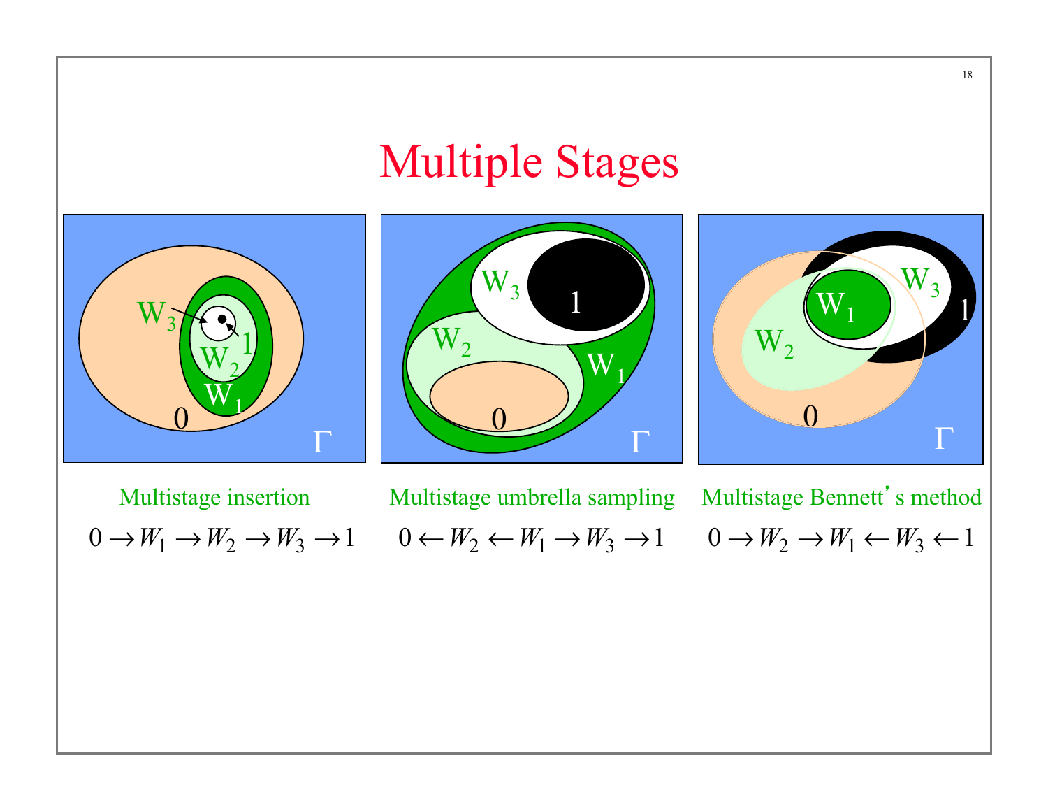# Multiple Stages

Multistage insertion

$$0 \rightarrow W_1 \rightarrow W_2 \rightarrow W_3 \rightarrow 1$$

Multistage umbrella sampling

$$0 \leftarrow W_2 \leftarrow W_1 \rightarrow W_3 \rightarrow 1$$

Multistage Bennett's method

$$0 \rightarrow W_2 \rightarrow W_1 \leftarrow W_3 \leftarrow 1$$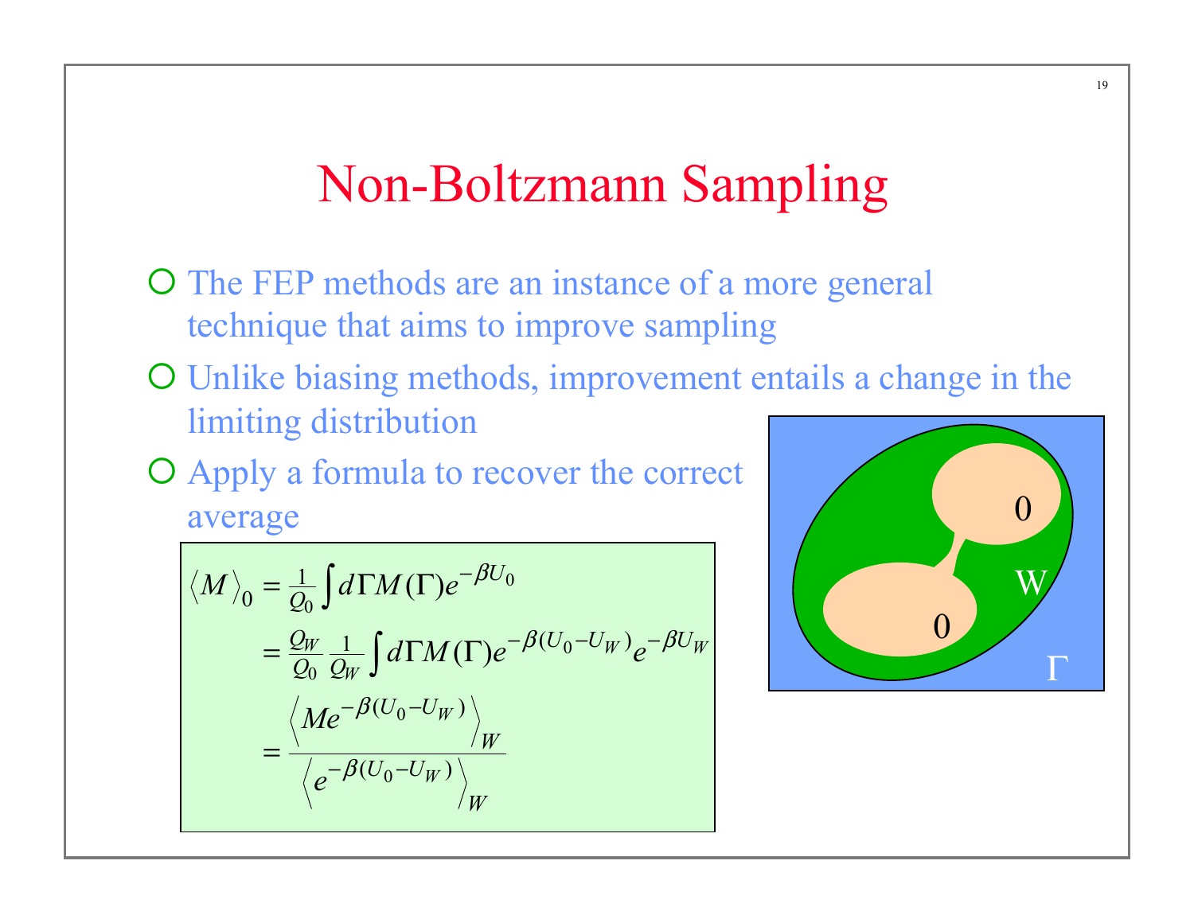# Non-Boltzmann Sampling

- The FEP methods are an instance of a more general technique that aims to improve sampling
- Unlike biasing methods, improvement entails a change in the limiting distribution
- Apply a formula to recover the correct average

$$
\begin{aligned}
\langle M \rangle_0 &= \frac{1}{Q_0} \int d\Gamma M(\Gamma) e^{-\beta U_0} \\
&= \frac{Q_W}{Q_0} \frac{1}{Q_W} \int d\Gamma M(\Gamma) e^{-\beta(U_0 - U_W)} e^{-\beta U_W} \\
&= \frac{\left\langle M e^{-\beta(U_0 - U_W)} \right\rangle_W}{\left\langle e^{-\beta(U_0 - U_W)} \right\rangle_W}
\end{aligned}
$$

0

W

0

$\Gamma$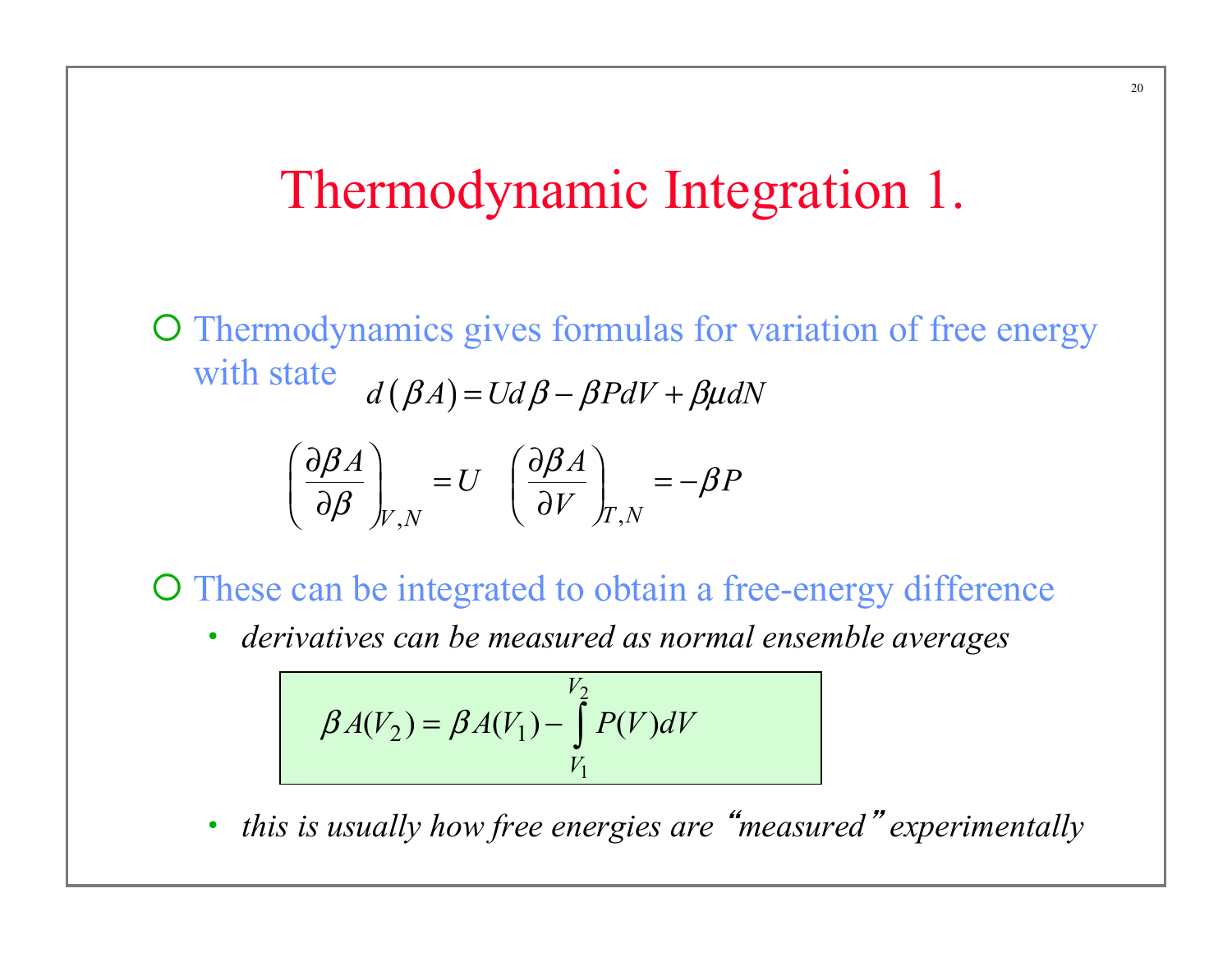# Thermodynamic Integration 1.

- Thermodynamics gives formulas for variation of free energy with state

$$d(\beta A) = U d\beta - \beta P dV + \beta \mu dN$$

$$\left(\frac{\partial \beta A}{\partial \beta}\right)_{V,N} = U \quad \left(\frac{\partial \beta A}{\partial V}\right)_{T,N} = -\beta P$$

- These can be integrated to obtain a free-energy difference
  - *derivatives can be measured as normal ensemble averages*

$$\beta A(V_2) = \beta A(V_1) - \int_{V_1}^{V_2} P(V) dV$$

  - *this is usually how free energies are "measured" experimentally*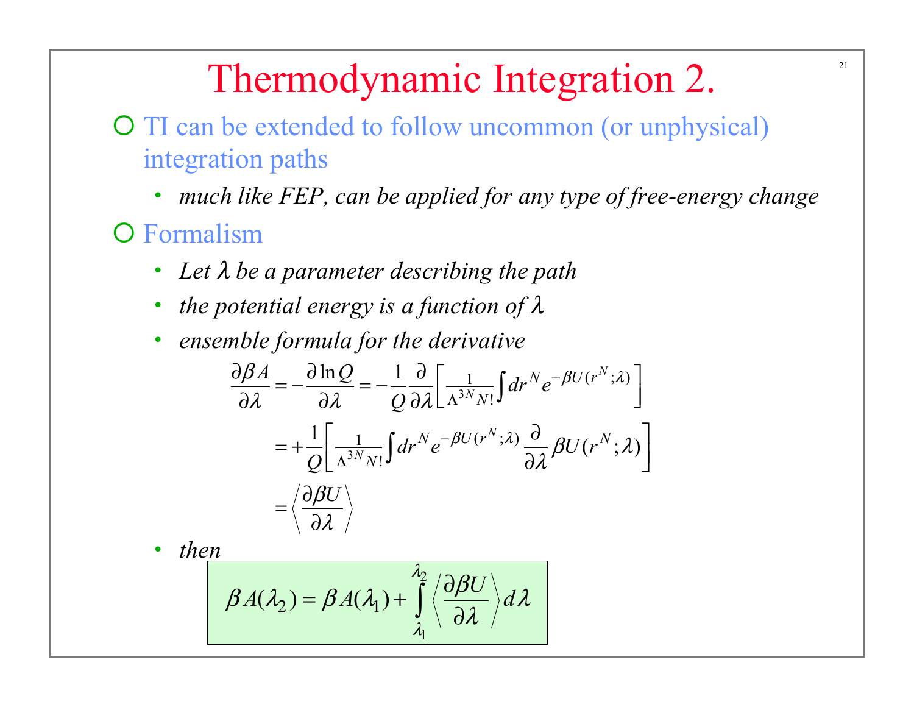# Thermodynamic Integration 2.

- TI can be extended to follow uncommon (or unphysical) integration paths
  - *much like FEP, can be applied for any type of free-energy change*
- Formalism
  - *Let $\lambda$ be a parameter describing the path*
  - *the potential energy is a function of $\lambda$*
  - *ensemble formula for the derivative*

$$
\begin{aligned}
\frac{\partial \beta A}{\partial \lambda} &= -\frac{\partial \ln Q}{\partial \lambda} = -\frac{1}{Q}\frac{\partial}{\partial \lambda}\left[\frac{1}{\Lambda^{3N} N!}\int dr^N e^{-\beta U(r^N;\lambda)}\right] \\
&= +\frac{1}{Q}\left[\frac{1}{\Lambda^{3N} N!}\int dr^N e^{-\beta U(r^N;\lambda)} \frac{\partial}{\partial \lambda}\beta U(r^N;\lambda)\right] \\
&= \left\langle \frac{\partial \beta U}{\partial \lambda} \right\rangle
\end{aligned}
$$

  - *then*

$$
\beta A(\lambda_2) = \beta A(\lambda_1) + \int_{\lambda_1}^{\lambda_2} \left\langle \frac{\partial \beta U}{\partial \lambda} \right\rangle d\lambda
$$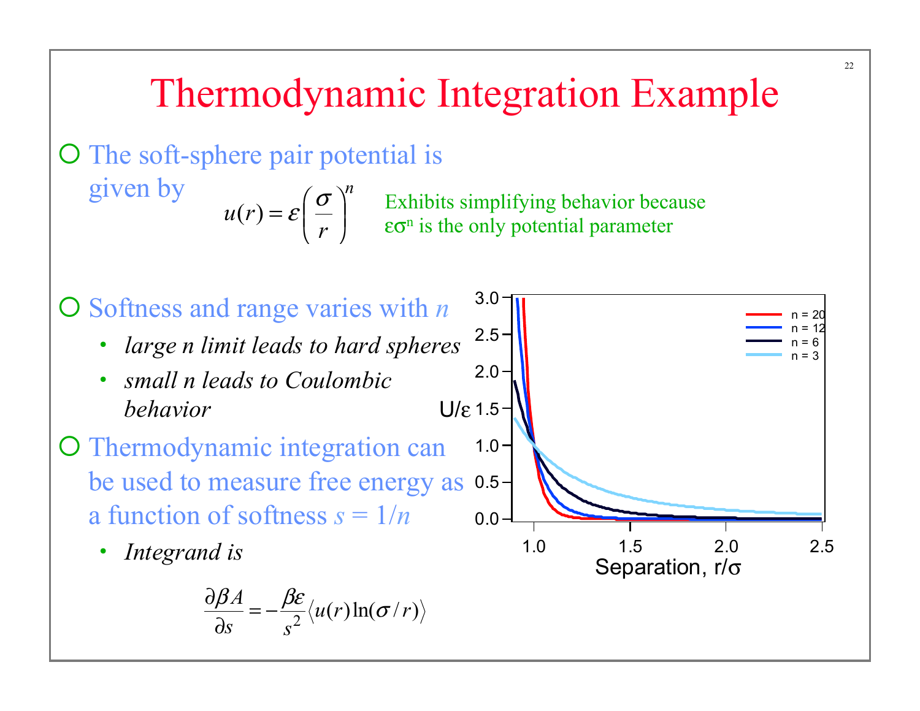# Thermodynamic Integration Example

- The soft-sphere pair potential is given by

$$u(r) = \varepsilon \left( \frac{\sigma}{r} \right)^n$$

Exhibits simplifying behavior because $\varepsilon\sigma^n$ is the only potential parameter

- Softness and range varies with $n$
  - *large n limit leads to hard spheres*
  - *small n leads to Coulombic behavior*
- Thermodynamic integration can be used to measure free energy as a function of softness $s = 1/n$
  - *Integrand is*

$$\frac{\partial \beta A}{\partial s} = -\frac{\beta \varepsilon}{s^2} \langle u(r) \ln(\sigma / r) \rangle$$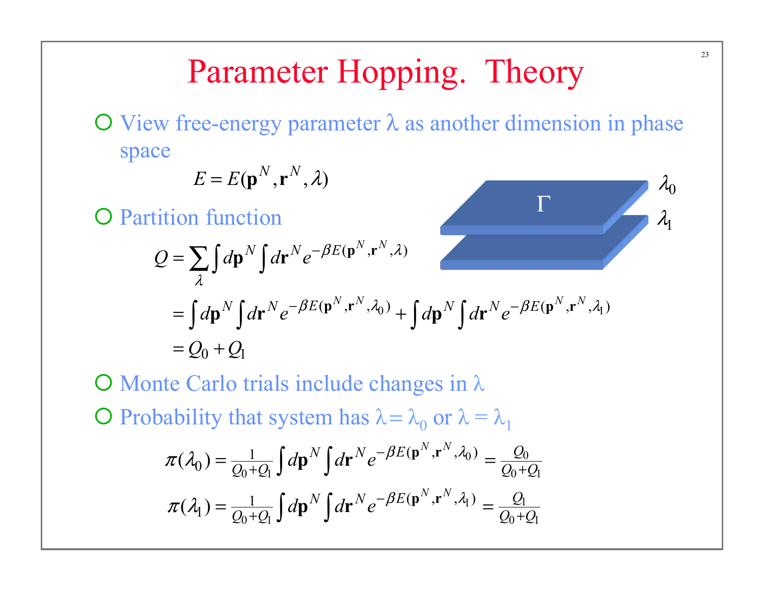# Parameter Hopping. Theory

- View free-energy parameter $\lambda$ as another dimension in phase space

$$E = E(\mathbf{p}^N, \mathbf{r}^N, \lambda)$$

- Partition function

$$Q = \sum_{\lambda} \int d\mathbf{p}^N \int d\mathbf{r}^N e^{-\beta E(\mathbf{p}^N, \mathbf{r}^N, \lambda)}$$

$$= \int d\mathbf{p}^N \int d\mathbf{r}^N e^{-\beta E(\mathbf{p}^N, \mathbf{r}^N, \lambda_0)} + \int d\mathbf{p}^N \int d\mathbf{r}^N e^{-\beta E(\mathbf{p}^N, \mathbf{r}^N, \lambda_1)}$$

$$= Q_0 + Q_1$$

- Monte Carlo trials include changes in $\lambda$
- Probability that system has $\lambda = \lambda_0$ or $\lambda = \lambda_1$

$$\pi(\lambda_0) = \frac{1}{Q_0 + Q_1} \int d\mathbf{p}^N \int d\mathbf{r}^N e^{-\beta E(\mathbf{p}^N, \mathbf{r}^N, \lambda_0)} = \frac{Q_0}{Q_0 + Q_1}$$

$$\pi(\lambda_1) = \frac{1}{Q_0 + Q_1} \int d\mathbf{p}^N \int d\mathbf{r}^N e^{-\beta E(\mathbf{p}^N, \mathbf{r}^N, \lambda_1)} = \frac{Q_1}{Q_0 + Q_1}$$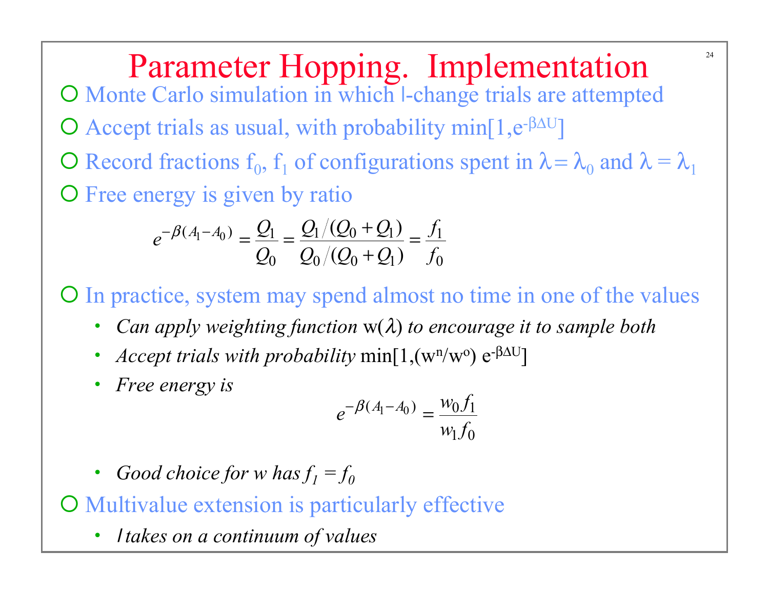# Parameter Hopping. Implementation

- Monte Carlo simulation in which $\lambda$-change trials are attempted
- Accept trials as usual, with probability $\min[1,e^{-\beta\Delta U}]$
- Record fractions $f_0$, $f_1$ of configurations spent in $\lambda = \lambda_0$ and $\lambda = \lambda_1$
- Free energy is given by ratio

$$e^{-\beta(A_1 - A_0)} = \frac{Q_1}{Q_0} = \frac{Q_1/(Q_0 + Q_1)}{Q_0/(Q_0 + Q_1)} = \frac{f_1}{f_0}$$

- In practice, system may spend almost no time in one of the values
  - *Can apply weighting function* $w(\lambda)$ *to encourage it to sample both*
  - *Accept trials with probability* $\min[1,(w^n/w^o)\, e^{-\beta\Delta U}]$
  - *Free energy is*

$$e^{-\beta(A_1 - A_0)} = \frac{w_0 f_1}{w_1 f_0}$$

  - *Good choice for w has* $f_1 = f_0$
- Multivalue extension is particularly effective
  - *$\lambda$ takes on a continuum of values*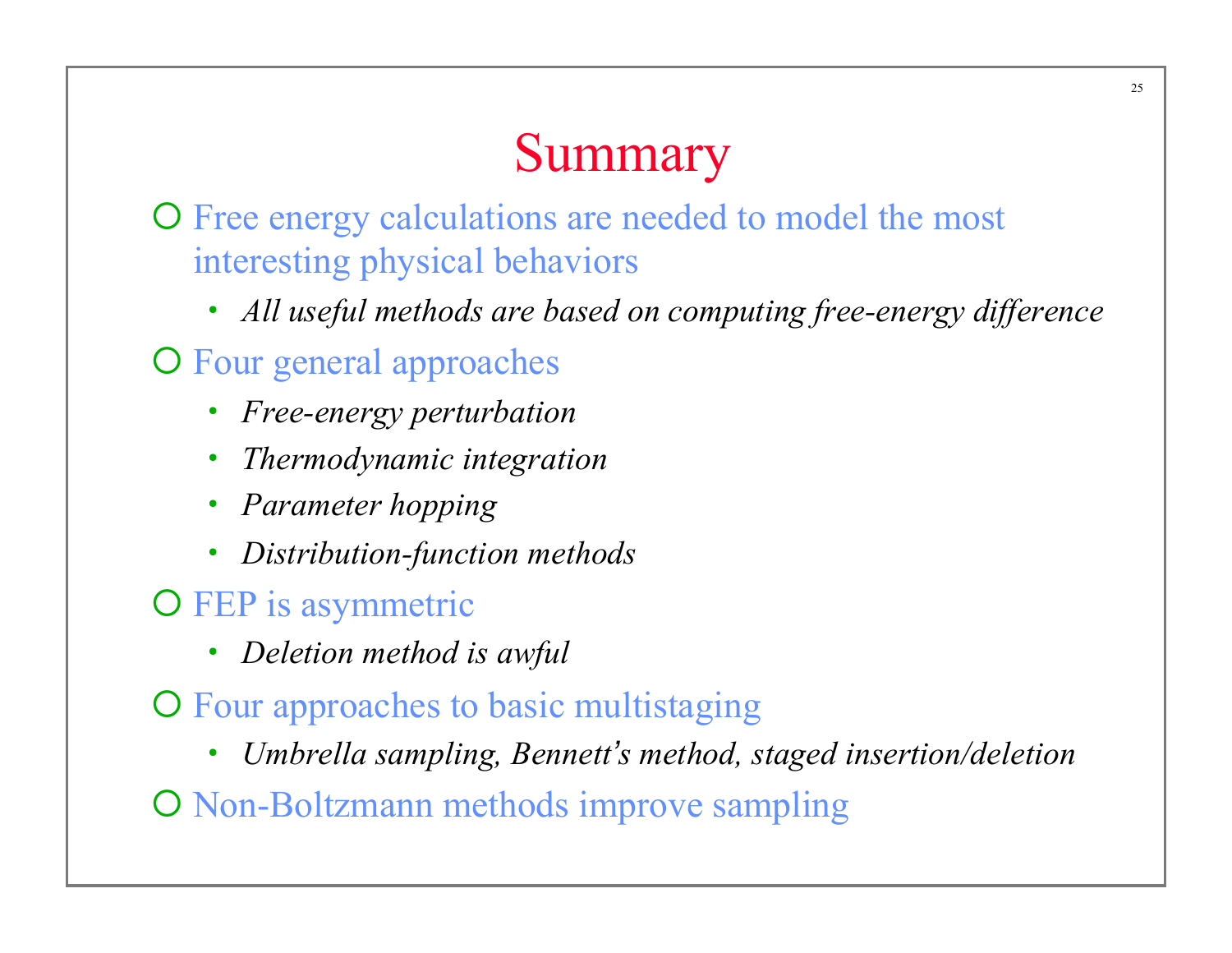# Summary

- Free energy calculations are needed to model the most interesting physical behaviors
  - *All useful methods are based on computing free-energy difference*
- Four general approaches
  - *Free-energy perturbation*
  - *Thermodynamic integration*
  - *Parameter hopping*
  - *Distribution-function methods*
- FEP is asymmetric
  - *Deletion method is awful*
- Four approaches to basic multistaging
  - *Umbrella sampling, Bennett's method, staged insertion/deletion*
- Non-Boltzmann methods improve sampling